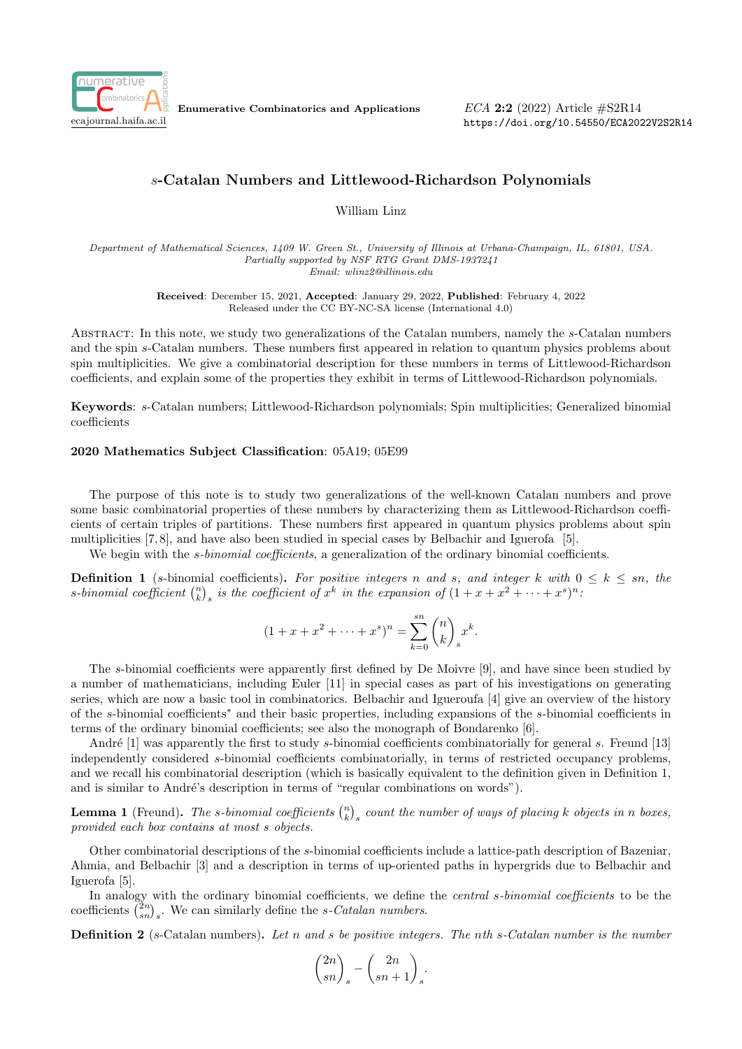# $s$-Catalan Numbers and Littlewood-Richardson Polynomials

William Linz

*Department of Mathematical Sciences, 1409 W. Green St., University of Illinois at Urbana-Champaign, IL, 61801, USA.*
*Partially supported by NSF RTG Grant DMS-1937241*
*Email: wlinz2@illinois.edu*

**Received**: December 15, 2021, **Accepted**: January 29, 2022, **Published**: February 4, 2022
Released under the CC BY-NC-SA license (International 4.0)

Abstract: In this note, we study two generalizations of the Catalan numbers, namely the $s$-Catalan numbers and the spin $s$-Catalan numbers. These numbers first appeared in relation to quantum physics problems about spin multiplicities. We give a combinatorial description for these numbers in terms of Littlewood-Richardson coefficients, and explain some of the properties they exhibit in terms of Littlewood-Richardson polynomials.

**Keywords**: $s$-Catalan numbers; Littlewood-Richardson polynomials; Spin multiplicities; Generalized binomial coefficients

**2020 Mathematics Subject Classification**: 05A19; 05E99

The purpose of this note is to study two generalizations of the well-known Catalan numbers and prove some basic combinatorial properties of these numbers by characterizing them as Littlewood-Richardson coefficients of certain triples of partitions. These numbers first appeared in quantum physics problems about spin multiplicities [7,8], and have also been studied in special cases by Belbachir and Iguerofa [5].

We begin with the *$s$-binomial coefficients*, a generalization of the ordinary binomial coefficients.

**Definition 1** ($s$-binomial coefficients)**.** *For positive integers $n$ and $s$, and integer $k$ with $0 \leq k \leq sn$, the $s$-binomial coefficient $\binom{n}{k}_s$ is the coefficient of $x^k$ in the expansion of $(1+x+x^2+\cdots+x^s)^n$:*

$$(1+x+x^2+\cdots+x^s)^n = \sum_{k=0}^{sn} \binom{n}{k}_s x^k.$$

The $s$-binomial coefficients were apparently first defined by De Moivre [9], and have since been studied by a number of mathematicians, including Euler [11] in special cases as part of his investigations on generating series, which are now a basic tool in combinatorics. Belbachir and Igueroufa [4] give an overview of the history of the $s$-binomial coefficients* and their basic properties, including expansions of the $s$-binomial coefficients in terms of the ordinary binomial coefficients; see also the monograph of Bondarenko [6].

André [1] was apparently the first to study $s$-binomial coefficients combinatorially for general $s$. Freund [13] independently considered $s$-binomial coefficients combinatorially, in terms of restricted occupancy problems, and we recall his combinatorial description (which is basically equivalent to the definition given in Definition 1, and is similar to André's description in terms of "regular combinations on words").

**Lemma 1** (Freund)**.** *The $s$-binomial coefficients $\binom{n}{k}_s$ count the number of ways of placing $k$ objects in $n$ boxes, provided each box contains at most $s$ objects.*

Other combinatorial descriptions of the $s$-binomial coefficients include a lattice-path description of Bazeniar, Ahmia, and Belbachir [3] and a description in terms of up-oriented paths in hypergrids due to Belbachir and Iguerofa [5].

In analogy with the ordinary binomial coefficients, we define the *central $s$-binomial coefficients* to be the coefficients $\binom{2n}{sn}_s$. We can similarly define the *$s$-Catalan numbers*.

**Definition 2** ($s$-Catalan numbers)**.** *Let $n$ and $s$ be positive integers. The $n$th $s$-Catalan number is the number*

$$\binom{2n}{sn}_s - \binom{2n}{sn+1}_s.$$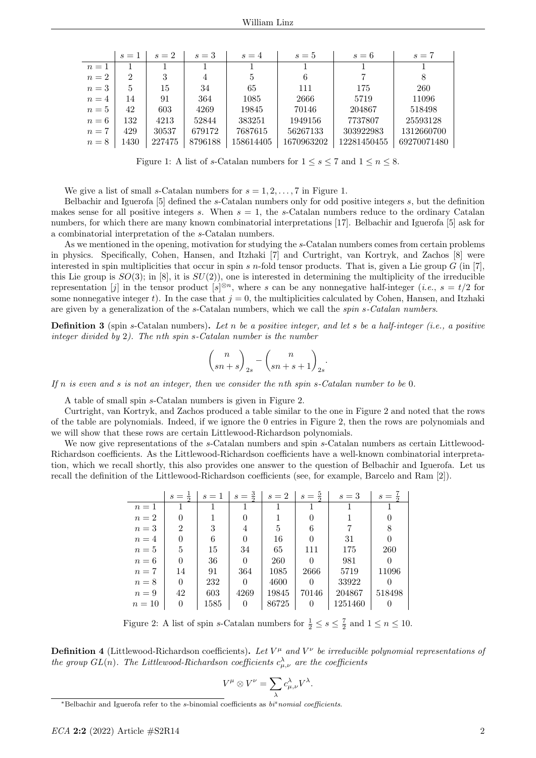|  | $s=1$ | $s=2$ | $s=3$ | $s=4$ | $s=5$ | $s=6$ | $s=7$ |
|---|---|---|---|---|---|---|---|
| $n=1$ | 1 | 1 | 1 | 1 | 1 | 1 | 1 |
| $n=2$ | 2 | 3 | 4 | 5 | 6 | 7 | 8 |
| $n=3$ | 5 | 15 | 34 | 65 | 111 | 175 | 260 |
| $n=4$ | 14 | 91 | 364 | 1085 | 2666 | 5719 | 11096 |
| $n=5$ | 42 | 603 | 4269 | 19845 | 70146 | 204867 | 518498 |
| $n=6$ | 132 | 4213 | 52844 | 383251 | 1949156 | 7737807 | 25593128 |
| $n=7$ | 429 | 30537 | 679172 | 7687615 | 56267133 | 303922983 | 1312660700 |
| $n=8$ | 1430 | 227475 | 8796188 | 158614405 | 1670963202 | 12281450455 | 69270071480 |

Figure 1: A list of $s$-Catalan numbers for $1 \leq s \leq 7$ and $1 \leq n \leq 8$.

We give a list of small $s$-Catalan numbers for $s = 1, 2, \ldots, 7$ in Figure 1.

Belbachir and Iguerofa [5] defined the $s$-Catalan numbers only for odd positive integers $s$, but the definition makes sense for all positive integers $s$. When $s = 1$, the $s$-Catalan numbers reduce to the ordinary Catalan numbers, for which there are many known combinatorial interpretations [17]. Belbachir and Iguerofa [5] ask for a combinatorial interpretation of the $s$-Catalan numbers.

As we mentioned in the opening, motivation for studying the $s$-Catalan numbers comes from certain problems in physics. Specifically, Cohen, Hansen, and Itzhaki [7] and Curtright, van Kortryk, and Zachos [8] were interested in spin multiplicities that occur in spin $s$ $n$-fold tensor products. That is, given a Lie group $G$ (in [7], this Lie group is $SO(3)$; in [8], it is $SU(2)$), one is interested in determining the multiplicity of the irreducible representation $[j]$ in the tensor product $[s]^{\otimes n}$, where $s$ can be any nonnegative half-integer (*i.e.*, $s = t/2$ for some nonnegative integer $t$). In the case that $j = 0$, the multiplicities calculated by Cohen, Hansen, and Itzhaki are given by a generalization of the $s$-Catalan numbers, which we call the *spin $s$-Catalan numbers*.

**Definition 3** (spin $s$-Catalan numbers)**.** *Let $n$ be a positive integer, and let $s$ be a half-integer (i.e., a positive integer divided by 2). The $n$th spin $s$-Catalan number is the number*

$$\binom{n}{sn+s}_{2s} - \binom{n}{sn+s+1}_{2s}.$$

*If $n$ is even and $s$ is not an integer, then we consider the $n$th spin $s$-Catalan number to be 0.*

A table of small spin $s$-Catalan numbers is given in Figure 2.

Curtright, van Kortryk, and Zachos produced a table similar to the one in Figure 2 and noted that the rows of the table are polynomials. Indeed, if we ignore the 0 entries in Figure 2, then the rows are polynomials and we will show that these rows are certain Littlewood-Richardson polynomials.

We now give representations of the $s$-Catalan numbers and spin $s$-Catalan numbers as certain Littlewood-Richardson coefficients. As the Littlewood-Richardson coefficients have a well-known combinatorial interpretation, which we recall shortly, this also provides one answer to the question of Belbachir and Iguerofa. Let us recall the definition of the Littlewood-Richardson coefficients (see, for example, Barcelo and Ram [2]).

|  | $s=\frac{1}{2}$ | $s=1$ | $s=\frac{3}{2}$ | $s=2$ | $s=\frac{5}{2}$ | $s=3$ | $s=\frac{7}{2}$ |
|---|---|---|---|---|---|---|---|
| $n=1$ | 1 | 1 | 1 | 1 | 1 | 1 | 1 |
| $n=2$ | 0 | 1 | 0 | 1 | 0 | 1 | 0 |
| $n=3$ | 2 | 3 | 4 | 5 | 6 | 7 | 8 |
| $n=4$ | 0 | 6 | 0 | 16 | 0 | 31 | 0 |
| $n=5$ | 5 | 15 | 34 | 65 | 111 | 175 | 260 |
| $n=6$ | 0 | 36 | 0 | 260 | 0 | 981 | 0 |
| $n=7$ | 14 | 91 | 364 | 1085 | 2666 | 5719 | 11096 |
| $n=8$ | 0 | 232 | 0 | 4600 | 0 | 33922 | 0 |
| $n=9$ | 42 | 603 | 4269 | 19845 | 70146 | 204867 | 518498 |
| $n=10$ | 0 | 1585 | 0 | 86725 | 0 | 1251460 | 0 |

Figure 2: A list of spin $s$-Catalan numbers for $\frac{1}{2} \leq s \leq \frac{7}{2}$ and $1 \leq n \leq 10$.

**Definition 4** (Littlewood-Richardson coefficients)**.** *Let $V^{\mu}$ and $V^{\nu}$ be irreducible polynomial representations of the group $GL(n)$. The Littlewood-Richardson coefficients $c^{\lambda}_{\mu,\nu}$ are the coefficients*

$$V^{\mu} \otimes V^{\nu} = \sum_{\lambda} c^{\lambda}_{\mu,\nu} V^{\lambda}.$$

*Belbachir and Iguerofa refer to the $s$-binomial coefficients as *bi$^s$nomial coefficients*.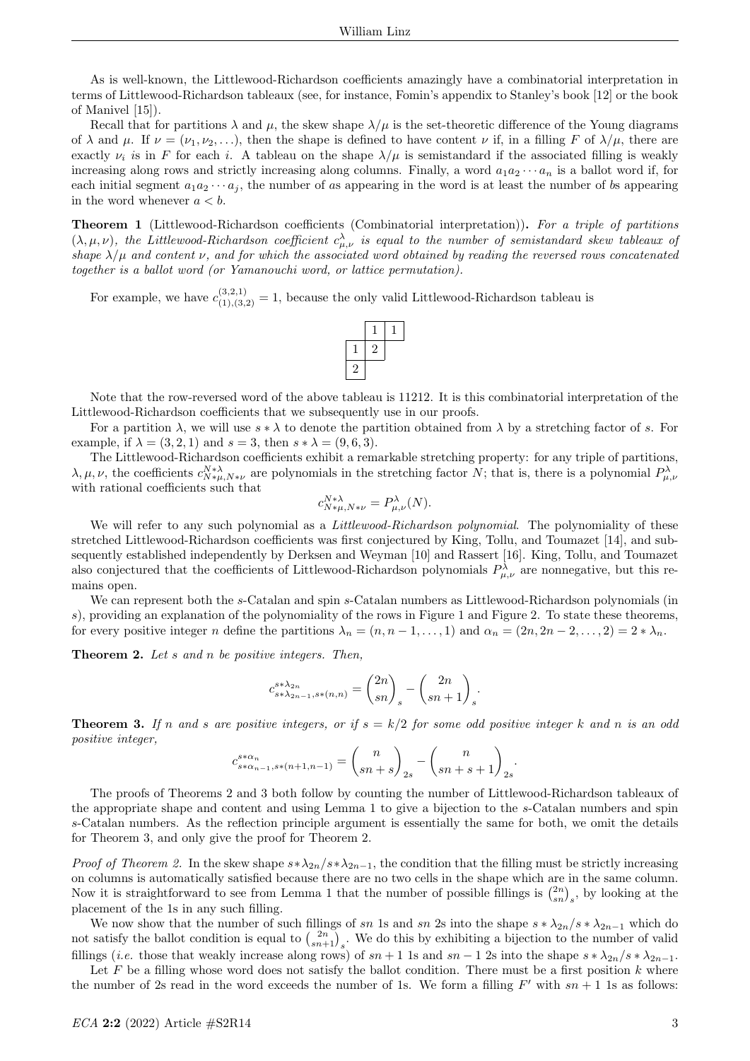As is well-known, the Littlewood-Richardson coefficients amazingly have a combinatorial interpretation in terms of Littlewood-Richardson tableaux (see, for instance, Fomin's appendix to Stanley's book [12] or the book of Manivel [15]).

Recall that for partitions $\lambda$ and $\mu$, the skew shape $\lambda/\mu$ is the set-theoretic difference of the Young diagrams of $\lambda$ and $\mu$. If $\nu = (\nu_1, \nu_2, \ldots)$, then the shape is defined to have content $\nu$ if, in a filling $F$ of $\lambda/\mu$, there are exactly $\nu_i$ $i$s in $F$ for each $i$. A tableau on the shape $\lambda/\mu$ is semistandard if the associated filling is weakly increasing along rows and strictly increasing along columns. Finally, a word $a_1a_2\cdots a_n$ is a ballot word if, for each initial segment $a_1a_2\cdots a_j$, the number of $a$s appearing in the word is at least the number of $b$s appearing in the word whenever $a < b$.

**Theorem 1** (Littlewood-Richardson coefficients (Combinatorial interpretation))**.** *For a triple of partitions $(\lambda, \mu, \nu)$, the Littlewood-Richardson coefficient $c^{\lambda}_{\mu,\nu}$ is equal to the number of semistandard skew tableaux of shape $\lambda/\mu$ and content $\nu$, and for which the associated word obtained by reading the reversed rows concatenated together is a ballot word (or Yamanouchi word, or lattice permutation).*

For example, we have $c^{(3,2,1)}_{(1),(3,2)} = 1$, because the only valid Littlewood-Richardson tableau is

|   | 1 | 1 |
|---|---|---|
| 1 | 2 |   |
| 2 |   |   |

Note that the row-reversed word of the above tableau is 11212. It is this combinatorial interpretation of the Littlewood-Richardson coefficients that we subsequently use in our proofs.

For a partition $\lambda$, we will use $s * \lambda$ to denote the partition obtained from $\lambda$ by a stretching factor of $s$. For example, if $\lambda = (3, 2, 1)$ and $s = 3$, then $s * \lambda = (9, 6, 3)$.

The Littlewood-Richardson coefficients exhibit a remarkable stretching property: for any triple of partitions, $\lambda, \mu, \nu$, the coefficients $c^{N*\lambda}_{N*\mu,N*\nu}$ are polynomials in the stretching factor $N$; that is, there is a polynomial $P^{\lambda}_{\mu,\nu}$ with rational coefficients such that

$$c^{N*\lambda}_{N*\mu,N*\nu} = P^{\lambda}_{\mu,\nu}(N).$$

We will refer to any such polynomial as a *Littlewood-Richardson polynomial*. The polynomiality of these stretched Littlewood-Richardson coefficients was first conjectured by King, Tollu, and Toumazet [14], and subsequently established independently by Derksen and Weyman [10] and Rassert [16]. King, Tollu, and Toumazet also conjectured that the coefficients of Littlewood-Richardson polynomials $P^{\lambda}_{\mu,\nu}$ are nonnegative, but this remains open.

We can represent both the $s$-Catalan and spin $s$-Catalan numbers as Littlewood-Richardson polynomials (in $s$), providing an explanation of the polynomiality of the rows in Figure 1 and Figure 2. To state these theorems, for every positive integer $n$ define the partitions $\lambda_n = (n, n-1, \ldots, 1)$ and $\alpha_n = (2n, 2n-2, \ldots, 2) = 2 * \lambda_n$.

**Theorem 2.** *Let $s$ and $n$ be positive integers. Then,*

$$c^{s*\lambda_{2n}}_{s*\lambda_{2n-1},s*(n,n)} = \binom{2n}{sn}_s - \binom{2n}{sn+1}_s.$$

**Theorem 3.** *If $n$ and $s$ are positive integers, or if $s = k/2$ for some odd positive integer $k$ and $n$ is an odd positive integer,*

$$c^{s*\alpha_n}_{s*\alpha_{n-1},s*(n+1,n-1)} = \binom{n}{sn+s}_{2s} - \binom{n}{sn+s+1}_{2s}.$$

The proofs of Theorems 2 and 3 both follow by counting the number of Littlewood-Richardson tableaux of the appropriate shape and content and using Lemma 1 to give a bijection to the $s$-Catalan numbers and spin $s$-Catalan numbers. As the reflection principle argument is essentially the same for both, we omit the details for Theorem 3, and only give the proof for Theorem 2.

*Proof of Theorem 2.* In the skew shape $s*\lambda_{2n}/s*\lambda_{2n-1}$, the condition that the filling must be strictly increasing on columns is automatically satisfied because there are no two cells in the shape which are in the same column. Now it is straightforward to see from Lemma 1 that the number of possible fillings is $\binom{2n}{sn}_s$, by looking at the placement of the 1s in any such filling.

We now show that the number of such fillings of $sn$ 1s and $sn$ 2s into the shape $s*\lambda_{2n}/s*\lambda_{2n-1}$ which do not satisfy the ballot condition is equal to $\binom{2n}{sn+1}_s$. We do this by exhibiting a bijection to the number of valid fillings (*i.e.* those that weakly increase along rows) of $sn+1$ 1s and $sn-1$ 2s into the shape $s*\lambda_{2n}/s*\lambda_{2n-1}$.

Let $F$ be a filling whose word does not satisfy the ballot condition. There must be a first position $k$ where the number of 2s read in the word exceeds the number of 1s. We form a filling $F'$ with $sn+1$ 1s as follows: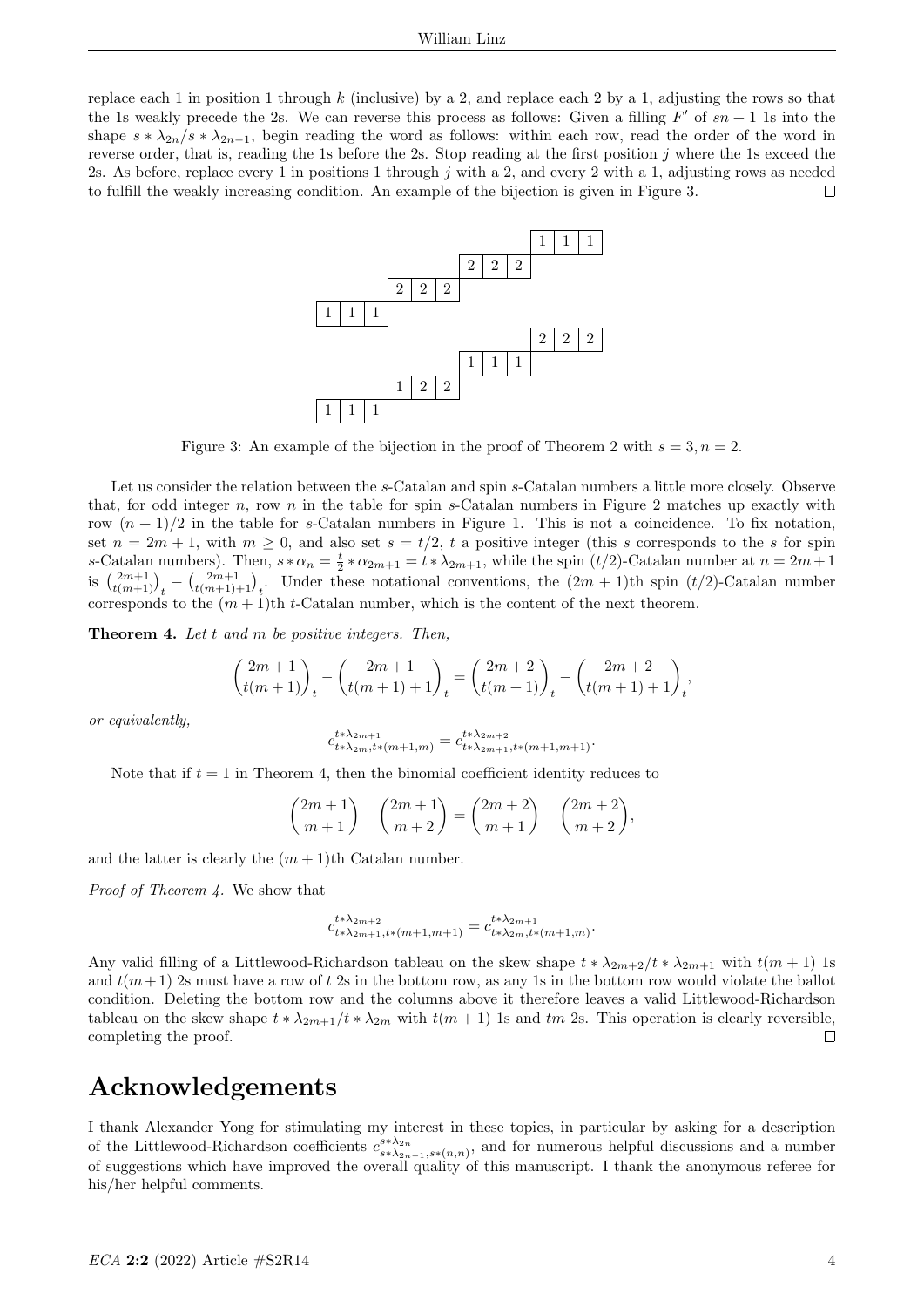replace each 1 in position 1 through $k$ (inclusive) by a 2, and replace each 2 by a 1, adjusting the rows so that the 1s weakly precede the 2s. We can reverse this process as follows: Given a filling $F'$ of $sn+1$ 1s into the shape $s * \lambda_{2n}/s * \lambda_{2n-1}$, begin reading the word as follows: within each row, read the order of the word in reverse order, that is, reading the 1s before the 2s. Stop reading at the first position $j$ where the 1s exceed the 2s. As before, replace every 1 in positions 1 through $j$ with a 2, and every 2 with a 1, adjusting rows as needed to fulfill the weakly increasing condition. An example of the bijection is given in Figure 3. ☐

Figure 3: An example of the bijection in the proof of Theorem 2 with $s = 3, n = 2$.

Let us consider the relation between the $s$-Catalan and spin $s$-Catalan numbers a little more closely. Observe that, for odd integer $n$, row $n$ in the table for spin $s$-Catalan numbers in Figure 2 matches up exactly with row $(n+1)/2$ in the table for $s$-Catalan numbers in Figure 1. This is not a coincidence. To fix notation, set $n = 2m+1$, with $m \geq 0$, and also set $s = t/2$, $t$ a positive integer (this $s$ corresponds to the $s$ for spin $s$-Catalan numbers). Then, $s * \alpha_n = \frac{t}{2} * \alpha_{2m+1} = t * \lambda_{2m+1}$, while the spin $(t/2)$-Catalan number at $n = 2m+1$ is $\binom{2m+1}{t(m+1)}_t - \binom{2m+1}{t(m+1)+1}_t$. Under these notational conventions, the $(2m+1)$th spin $(t/2)$-Catalan number corresponds to the $(m+1)$th $t$-Catalan number, which is the content of the next theorem.

**Theorem 4.** *Let $t$ and $m$ be positive integers. Then,*

$$\binom{2m+1}{t(m+1)}_t - \binom{2m+1}{t(m+1)+1}_t = \binom{2m+2}{t(m+1)}_t - \binom{2m+2}{t(m+1)+1}_t,$$

*or equivalently,*

$$c^{t*\lambda_{2m+1}}_{t*\lambda_{2m}, t*(m+1,m)} = c^{t*\lambda_{2m+2}}_{t*\lambda_{2m+1}, t*(m+1,m+1)}.$$

Note that if $t = 1$ in Theorem 4, then the binomial coefficient identity reduces to

$$\binom{2m+1}{m+1} - \binom{2m+1}{m+2} = \binom{2m+2}{m+1} - \binom{2m+2}{m+2},$$

and the latter is clearly the $(m+1)$th Catalan number.

*Proof of Theorem 4.* We show that

$$c^{t*\lambda_{2m+2}}_{t*\lambda_{2m+1}, t*(m+1,m+1)} = c^{t*\lambda_{2m+1}}_{t*\lambda_{2m}, t*(m+1,m)}.$$

Any valid filling of a Littlewood-Richardson tableau on the skew shape $t * \lambda_{2m+2}/t * \lambda_{2m+1}$ with $t(m+1)$ 1s and $t(m+1)$ 2s must have a row of $t$ 2s in the bottom row, as any 1s in the bottom row would violate the ballot condition. Deleting the bottom row and the columns above it therefore leaves a valid Littlewood-Richardson tableau on the skew shape $t * \lambda_{2m+1}/t * \lambda_{2m}$ with $t(m+1)$ 1s and $tm$ 2s. This operation is clearly reversible, completing the proof. ☐

## Acknowledgements

I thank Alexander Yong for stimulating my interest in these topics, in particular by asking for a description of the Littlewood-Richardson coefficients $c^{s*\lambda_{2n}}_{s*\lambda_{2n-1}, s*(n,n)}$, and for numerous helpful discussions and a number of suggestions which have improved the overall quality of this manuscript. I thank the anonymous referee for his/her helpful comments.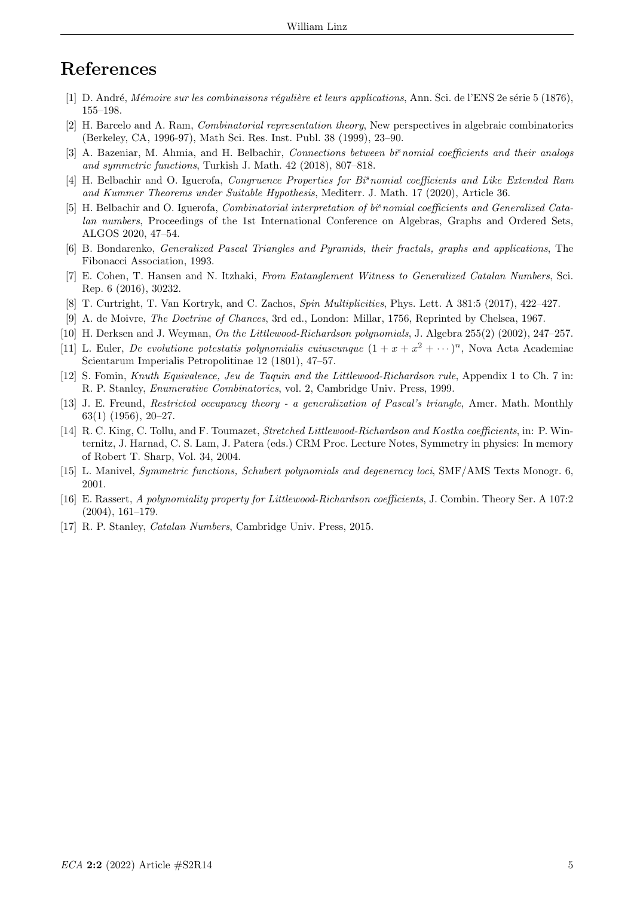# References

[1] D. André, *Mémoire sur les combinaisons régulière et leurs applications*, Ann. Sci. de l'ENS 2e série 5 (1876), 155–198.

[2] H. Barcelo and A. Ram, *Combinatorial representation theory*, New perspectives in algebraic combinatorics (Berkeley, CA, 1996-97), Math Sci. Res. Inst. Publ. 38 (1999), 23–90.

[3] A. Bazeniar, M. Ahmia, and H. Belbachir, *Connections between bi$^s$nomial coefficients and their analogs and symmetric functions*, Turkish J. Math. 42 (2018), 807–818.

[4] H. Belbachir and O. Iguerofa, *Congruence Properties for Bi$^s$nomial coefficients and Like Extended Ram and Kummer Theorems under Suitable Hypothesis*, Mediterr. J. Math. 17 (2020), Article 36.

[5] H. Belbachir and O. Iguerofa, *Combinatorial interpretation of bi$^s$nomial coefficients and Generalized Catalan numbers*, Proceedings of the 1st International Conference on Algebras, Graphs and Ordered Sets, ALGOS 2020, 47–54.

[6] B. Bondarenko, *Generalized Pascal Triangles and Pyramids, their fractals, graphs and applications*, The Fibonacci Association, 1993.

[7] E. Cohen, T. Hansen and N. Itzhaki, *From Entanglement Witness to Generalized Catalan Numbers*, Sci. Rep. 6 (2016), 30232.

[8] T. Curtright, T. Van Kortryk, and C. Zachos, *Spin Multiplicities*, Phys. Lett. A 381:5 (2017), 422–427.

[9] A. de Moivre, *The Doctrine of Chances*, 3rd ed., London: Millar, 1756, Reprinted by Chelsea, 1967.

[10] H. Derksen and J. Weyman, *On the Littlewood-Richardson polynomials*, J. Algebra 255(2) (2002), 247–257.

[11] L. Euler, *De evolutione potestatis polynomialis cuiuscunque* $(1 + x + x^2 + \cdots)^n$, Nova Acta Academiae Scientarum Imperialis Petropolitinae 12 (1801), 47–57.

[12] S. Fomin, *Knuth Equivalence, Jeu de Taquin and the Littlewood-Richardson rule*, Appendix 1 to Ch. 7 in: R. P. Stanley, *Enumerative Combinatorics*, vol. 2, Cambridge Univ. Press, 1999.

[13] J. E. Freund, *Restricted occupancy theory - a generalization of Pascal's triangle*, Amer. Math. Monthly 63(1) (1956), 20–27.

[14] R. C. King, C. Tollu, and F. Toumazet, *Stretched Littlewood-Richardson and Kostka coefficients*, in: P. Winternitz, J. Harnad, C. S. Lam, J. Patera (eds.) CRM Proc. Lecture Notes, Symmetry in physics: In memory of Robert T. Sharp, Vol. 34, 2004.

[15] L. Manivel, *Symmetric functions, Schubert polynomials and degeneracy loci*, SMF/AMS Texts Monogr. 6, 2001.

[16] E. Rassert, *A polynomiality property for Littlewood-Richardson coefficients*, J. Combin. Theory Ser. A 107:2 (2004), 161–179.

[17] R. P. Stanley, *Catalan Numbers*, Cambridge Univ. Press, 2015.